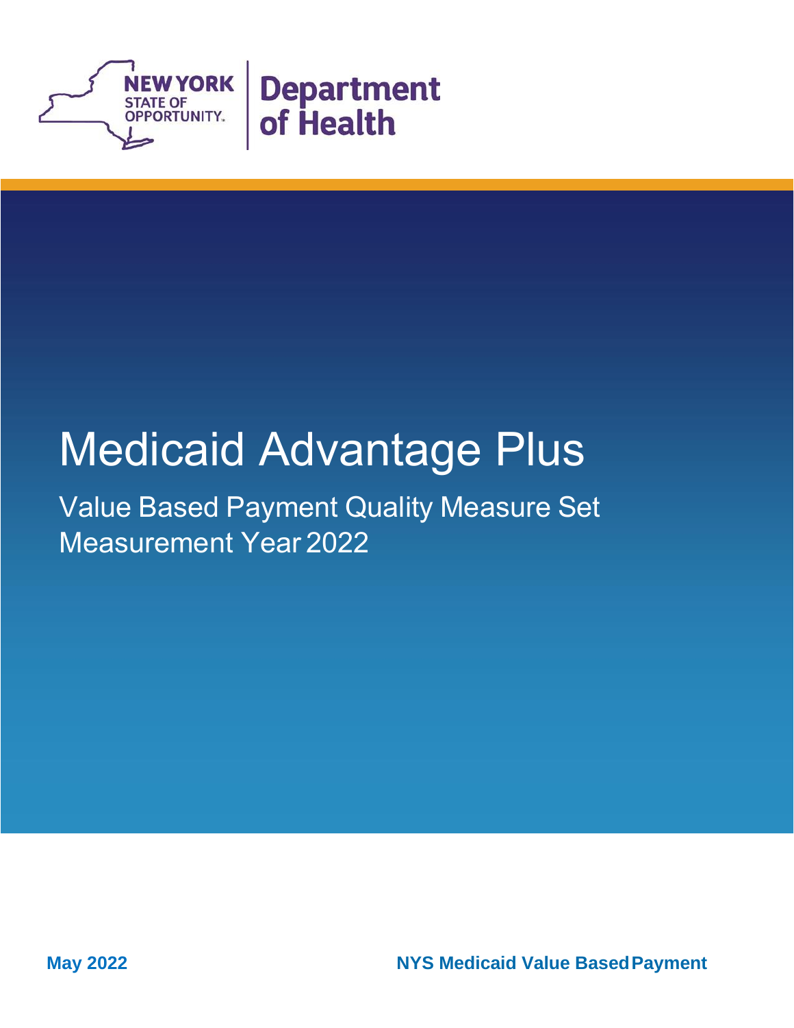NEW YORK STATE OF OPPORTUNITY. | Department of Health

# Medicaid Advantage Plus

## Value Based Payment Quality Measure Set Measurement Year 2022

May 2022

NYS Medicaid Value Based Payment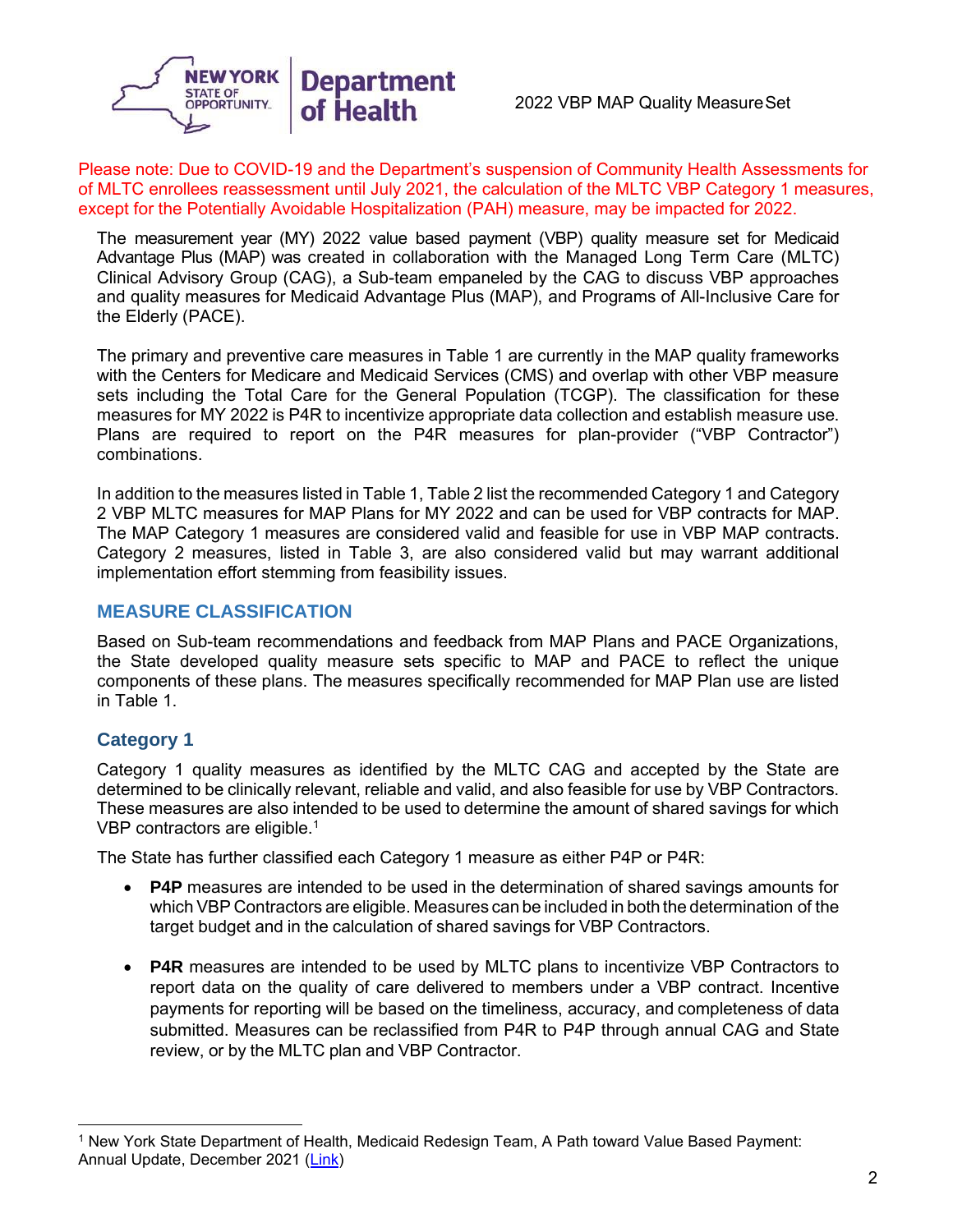Please note: Due to COVID-19 and the Department's suspension of Community Health Assessments for of MLTC enrollees reassessment until July 2021, the calculation of the MLTC VBP Category 1 measures, except for the Potentially Avoidable Hospitalization (PAH) measure, may be impacted for 2022.

The measurement year (MY) 2022 value based payment (VBP) quality measure set for Medicaid Advantage Plus (MAP) was created in collaboration with the Managed Long Term Care (MLTC) Clinical Advisory Group (CAG), a Sub-team empaneled by the CAG to discuss VBP approaches and quality measures for Medicaid Advantage Plus (MAP), and Programs of All-Inclusive Care for the Elderly (PACE).

The primary and preventive care measures in Table 1 are currently in the MAP quality frameworks with the Centers for Medicare and Medicaid Services (CMS) and overlap with other VBP measure sets including the Total Care for the General Population (TCGP). The classification for these measures for MY 2022 is P4R to incentivize appropriate data collection and establish measure use. Plans are required to report on the P4R measures for plan-provider ("VBP Contractor") combinations.

In addition to the measures listed in Table 1, Table 2 list the recommended Category 1 and Category 2 VBP MLTC measures for MAP Plans for MY 2022 and can be used for VBP contracts for MAP. The MAP Category 1 measures are considered valid and feasible for use in VBP MAP contracts. Category 2 measures, listed in Table 3, are also considered valid but may warrant additional implementation effort stemming from feasibility issues.

## MEASURE CLASSIFICATION

Based on Sub-team recommendations and feedback from MAP Plans and PACE Organizations, the State developed quality measure sets specific to MAP and PACE to reflect the unique components of these plans. The measures specifically recommended for MAP Plan use are listed in Table 1.

### Category 1

Category 1 quality measures as identified by the MLTC CAG and accepted by the State are determined to be clinically relevant, reliable and valid, and also feasible for use by VBP Contractors. These measures are also intended to be used to determine the amount of shared savings for which VBP contractors are eligible.[1]

The State has further classified each Category 1 measure as either P4P or P4R:

- **P4P** measures are intended to be used in the determination of shared savings amounts for which VBP Contractors are eligible. Measures can be included in both the determination of the target budget and in the calculation of shared savings for VBP Contractors.
- **P4R** measures are intended to be used by MLTC plans to incentivize VBP Contractors to report data on the quality of care delivered to members under a VBP contract. Incentive payments for reporting will be based on the timeliness, accuracy, and completeness of data submitted. Measures can be reclassified from P4R to P4P through annual CAG and State review, or by the MLTC plan and VBP Contractor.

[1] New York State Department of Health, Medicaid Redesign Team, A Path toward Value Based Payment: Annual Update, December 2021 (Link)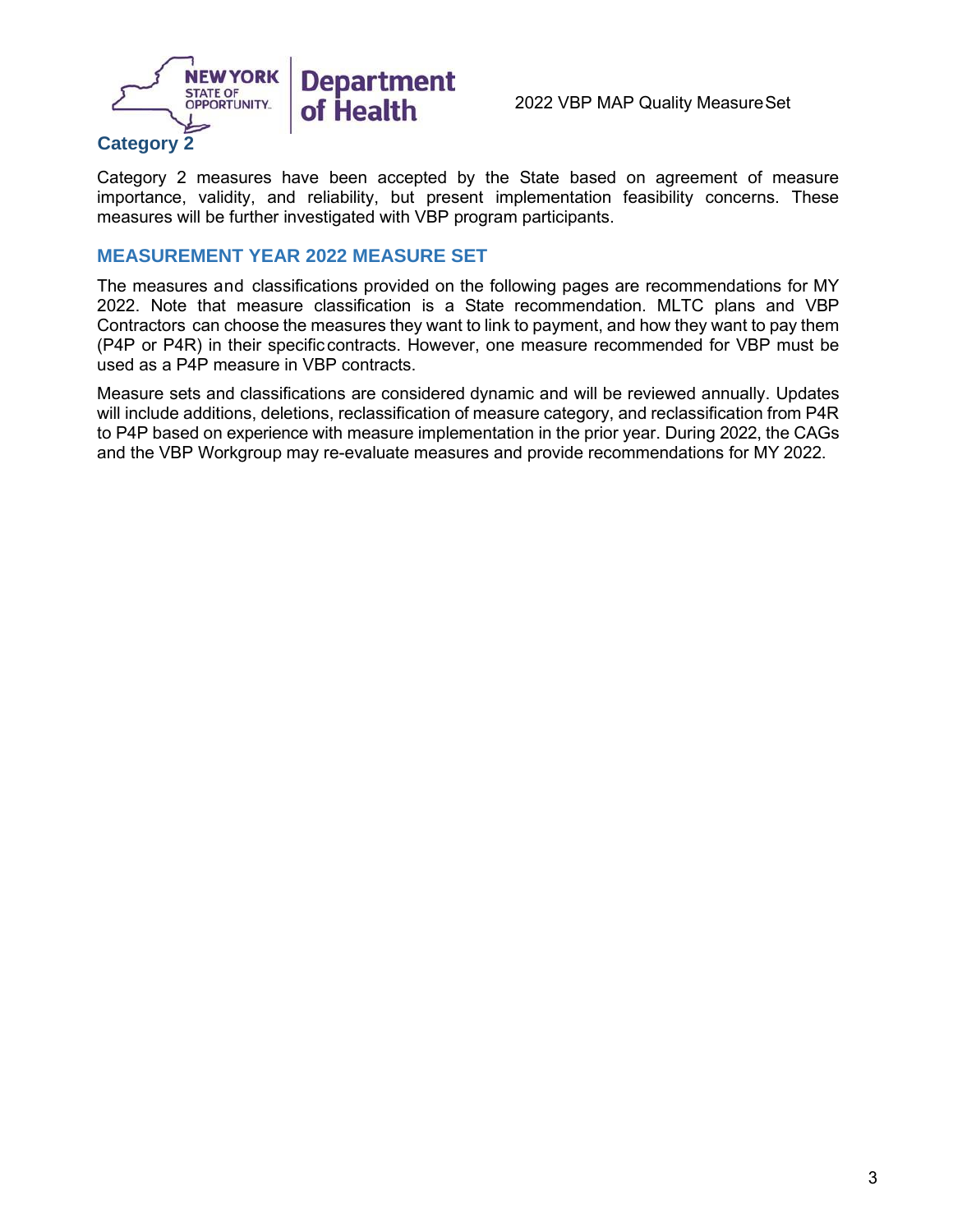### Category 2

Category 2 measures have been accepted by the State based on agreement of measure importance, validity, and reliability, but present implementation feasibility concerns. These measures will be further investigated with VBP program participants.

## MEASUREMENT YEAR 2022 MEASURE SET

The measures and classifications provided on the following pages are recommendations for MY 2022. Note that measure classification is a State recommendation. MLTC plans and VBP Contractors can choose the measures they want to link to payment, and how they want to pay them (P4P or P4R) in their specific contracts. However, one measure recommended for VBP must be used as a P4P measure in VBP contracts.

Measure sets and classifications are considered dynamic and will be reviewed annually. Updates will include additions, deletions, reclassification of measure category, and reclassification from P4R to P4P based on experience with measure implementation in the prior year. During 2022, the CAGs and the VBP Workgroup may re-evaluate measures and provide recommendations for MY 2022.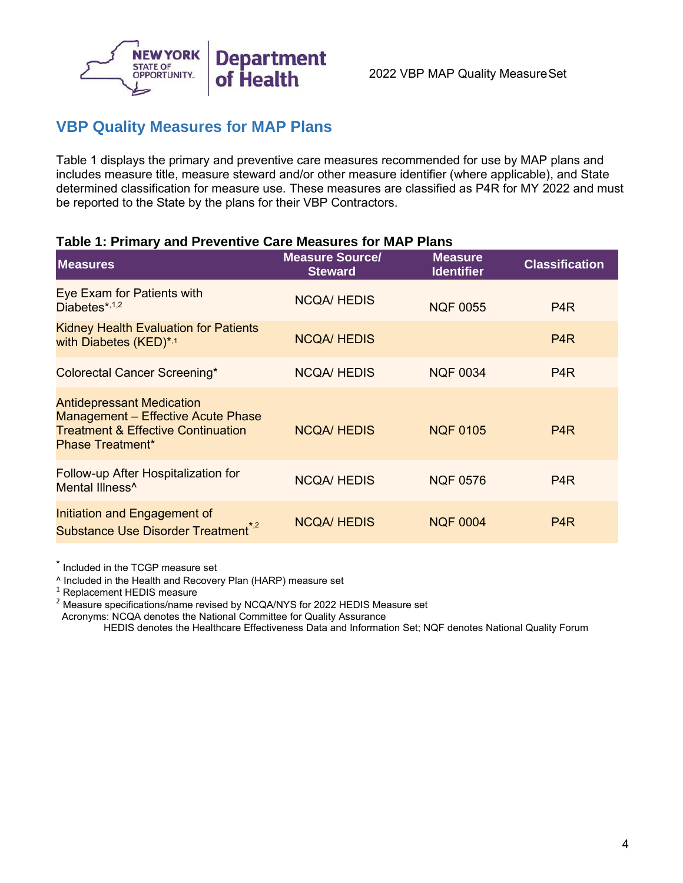## VBP Quality Measures for MAP Plans

Table 1 displays the primary and preventive care measures recommended for use by MAP plans and includes measure title, measure steward and/or other measure identifier (where applicable), and State determined classification for measure use. These measures are classified as P4R for MY 2022 and must be reported to the State by the plans for their VBP Contractors.

**Table 1: Primary and Preventive Care Measures for MAP Plans**

| Measures | Measure Source/ Steward | Measure Identifier | Classification |
|---|---|---|---|
| Eye Exam for Patients with Diabetes*[1,2] | NCQA/ HEDIS | NQF 0055 | P4R |
| Kidney Health Evaluation for Patients with Diabetes (KED)*[1] | NCQA/ HEDIS | | P4R |
| Colorectal Cancer Screening* | NCQA/ HEDIS | NQF 0034 | P4R |
| Antidepressant Medication Management – Effective Acute Phase Treatment & Effective Continuation Phase Treatment* | NCQA/ HEDIS | NQF 0105 | P4R |
| Follow-up After Hospitalization for Mental Illness^ | NCQA/ HEDIS | NQF 0576 | P4R |
| Initiation and Engagement of Substance Use Disorder Treatment*[2] | NCQA/ HEDIS | NQF 0004 | P4R |

\* Included in the TCGP measure set
^ Included in the Health and Recovery Plan (HARP) measure set
[1] Replacement HEDIS measure
[2] Measure specifications/name revised by NCQA/NYS for 2022 HEDIS Measure set
Acronyms: NCQA denotes the National Committee for Quality Assurance
HEDIS denotes the Healthcare Effectiveness Data and Information Set; NQF denotes National Quality Forum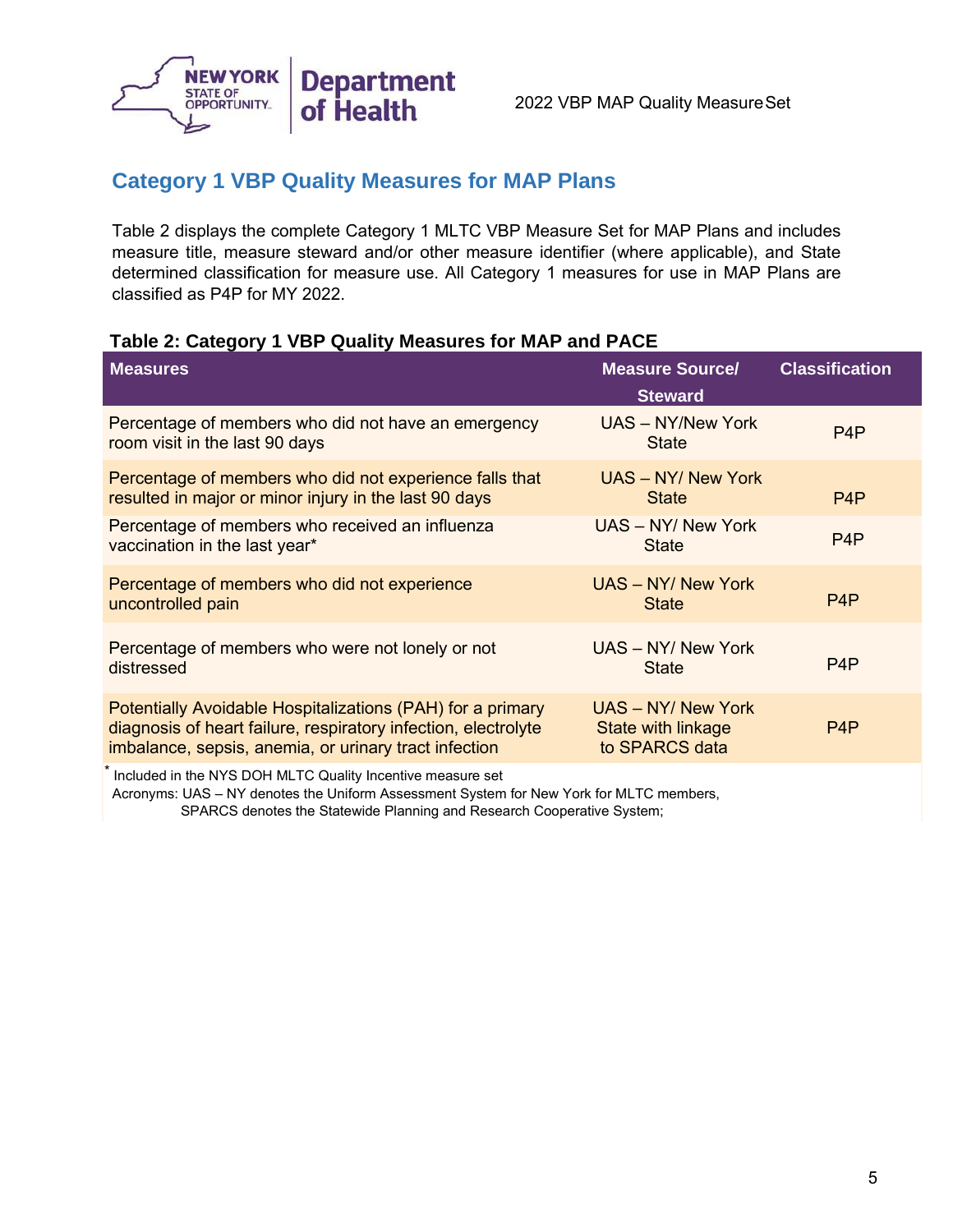## Category 1 VBP Quality Measures for MAP Plans

Table 2 displays the complete Category 1 MLTC VBP Measure Set for MAP Plans and includes measure title, measure steward and/or other measure identifier (where applicable), and State determined classification for measure use. All Category 1 measures for use in MAP Plans are classified as P4P for MY 2022.

**Table 2: Category 1 VBP Quality Measures for MAP and PACE**

| Measures | Measure Source/ Steward | Classification |
|---|---|---|
| Percentage of members who did not have an emergency room visit in the last 90 days | UAS – NY/New York State | P4P |
| Percentage of members who did not experience falls that resulted in major or minor injury in the last 90 days | UAS – NY/ New York State | P4P |
| Percentage of members who received an influenza vaccination in the last year* | UAS – NY/ New York State | P4P |
| Percentage of members who did not experience uncontrolled pain | UAS – NY/ New York State | P4P |
| Percentage of members who were not lonely or not distressed | UAS – NY/ New York State | P4P |
| Potentially Avoidable Hospitalizations (PAH) for a primary diagnosis of heart failure, respiratory infection, electrolyte imbalance, sepsis, anemia, or urinary tract infection | UAS – NY/ New York State with linkage to SPARCS data | P4P |

* Included in the NYS DOH MLTC Quality Incentive measure set

Acronyms: UAS – NY denotes the Uniform Assessment System for New York for MLTC members, SPARCS denotes the Statewide Planning and Research Cooperative System;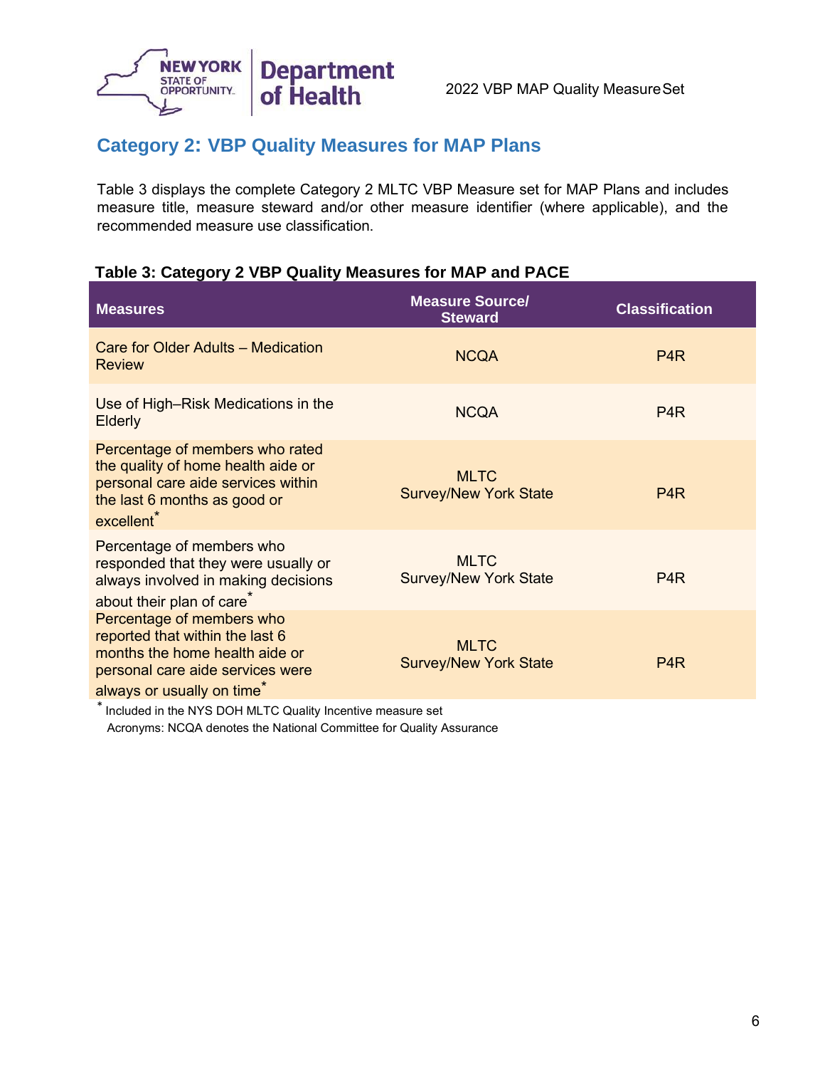## Category 2: VBP Quality Measures for MAP Plans

Table 3 displays the complete Category 2 MLTC VBP Measure set for MAP Plans and includes measure title, measure steward and/or other measure identifier (where applicable), and the recommended measure use classification.

**Table 3: Category 2 VBP Quality Measures for MAP and PACE**

| Measures | Measure Source/ Steward | Classification |
|---|---|---|
| Care for Older Adults – Medication Review | NCQA | P4R |
| Use of High–Risk Medications in the Elderly | NCQA | P4R |
| Percentage of members who rated the quality of home health aide or personal care aide services within the last 6 months as good or excellent* | MLTC Survey/New York State | P4R |
| Percentage of members who responded that they were usually or always involved in making decisions about their plan of care* | MLTC Survey/New York State | P4R |
| Percentage of members who reported that within the last 6 months the home health aide or personal care aide services were always or usually on time* | MLTC Survey/New York State | P4R |

* Included in the NYS DOH MLTC Quality Incentive measure set

Acronyms: NCQA denotes the National Committee for Quality Assurance